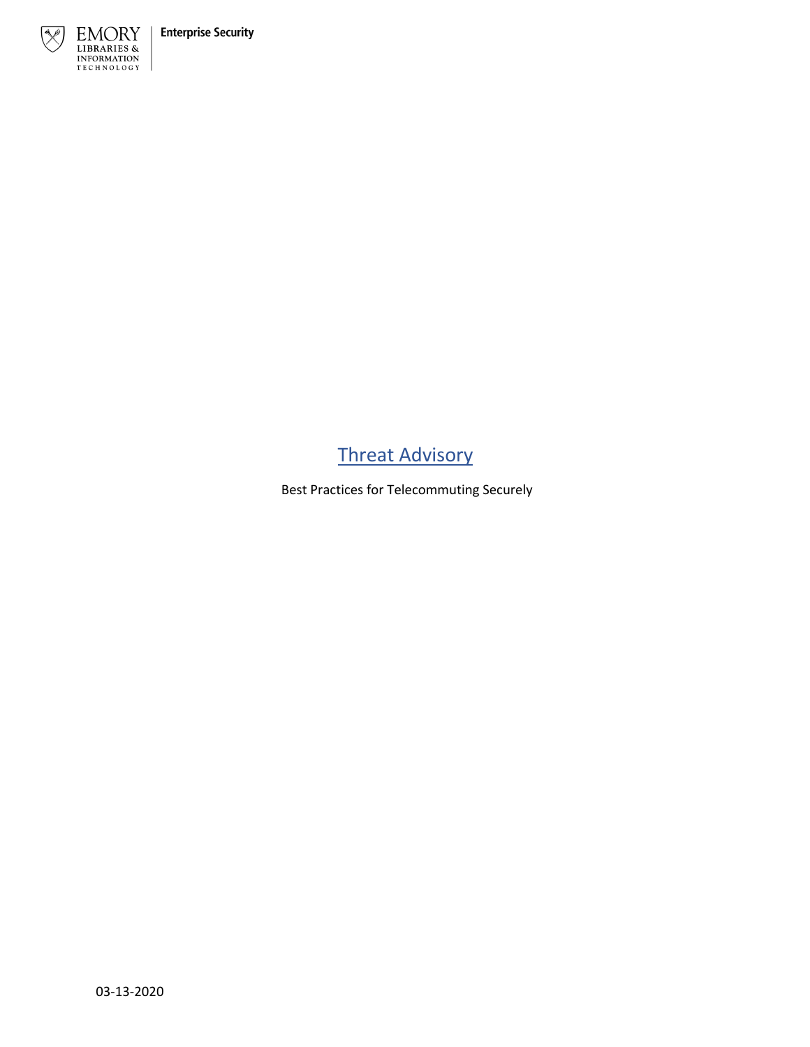EMORY LIBRARIES & INFORMATION TECHNOLOGY | Enterprise Security

# Threat Advisory

Best Practices for Telecommuting Securely

03-13-2020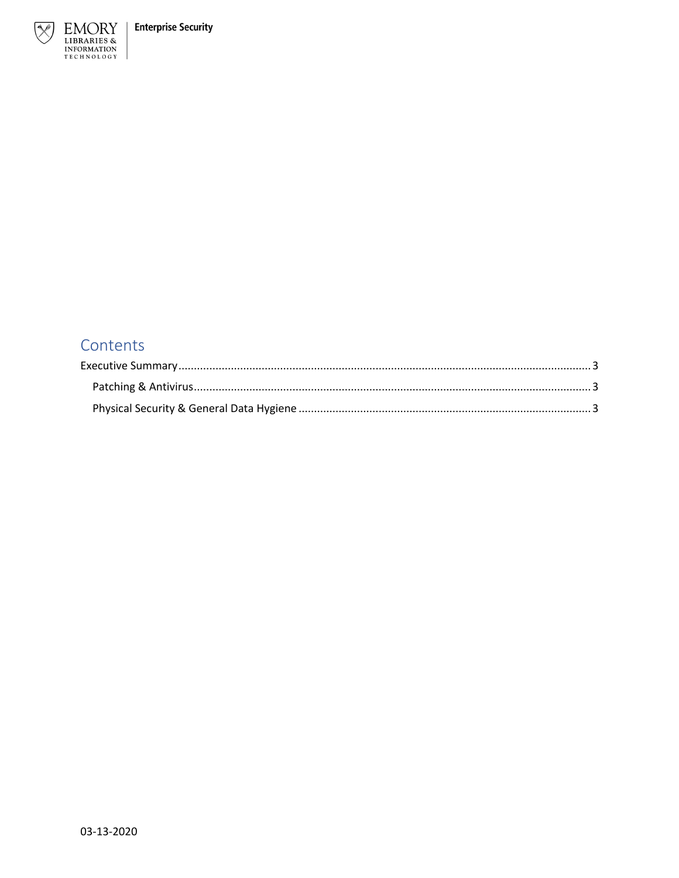# Contents

Executive Summary .................................................. 3

- Patching & Antivirus .................................................. 3
- Physical Security & General Data Hygiene .................................................. 3

03-13-2020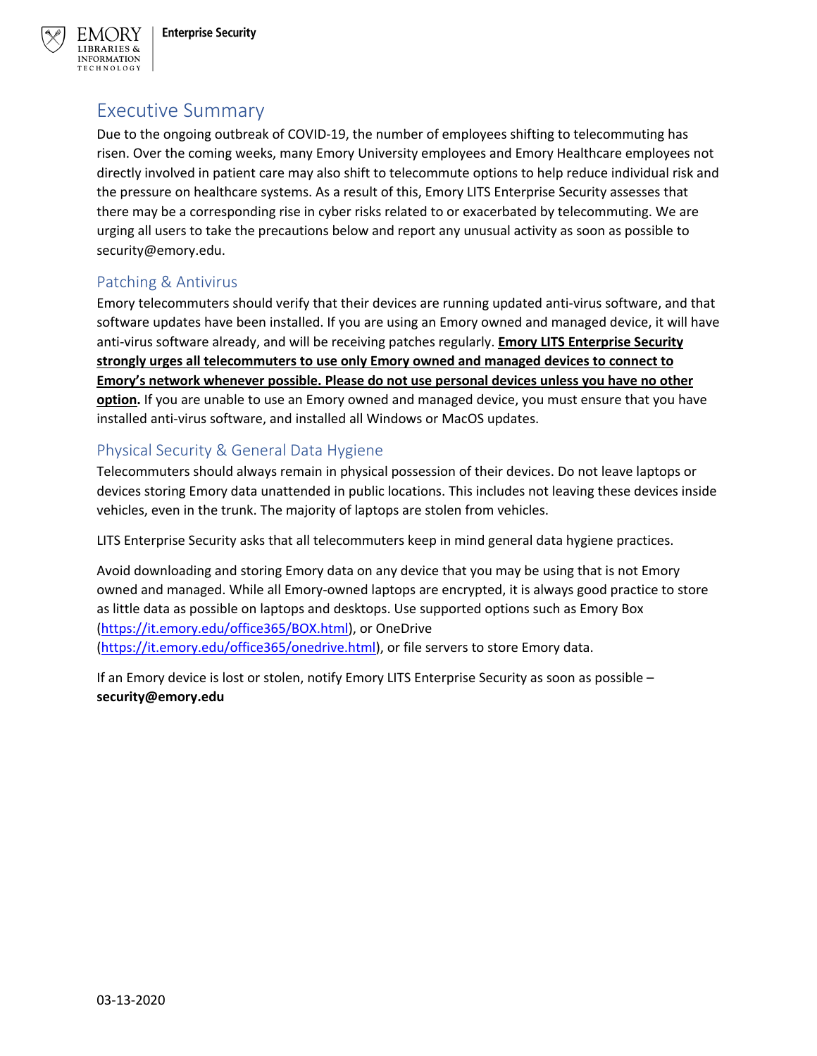## Executive Summary

Due to the ongoing outbreak of COVID-19, the number of employees shifting to telecommuting has risen. Over the coming weeks, many Emory University employees and Emory Healthcare employees not directly involved in patient care may also shift to telecommute options to help reduce individual risk and the pressure on healthcare systems. As a result of this, Emory LITS Enterprise Security assesses that there may be a corresponding rise in cyber risks related to or exacerbated by telecommuting. We are urging all users to take the precautions below and report any unusual activity as soon as possible to security@emory.edu.

### Patching & Antivirus

Emory telecommuters should verify that their devices are running updated anti-virus software, and that software updates have been installed. If you are using an Emory owned and managed device, it will have anti-virus software already, and will be receiving patches regularly. **Emory LITS Enterprise Security strongly urges all telecommuters to use only Emory owned and managed devices to connect to Emory's network whenever possible. Please do not use personal devices unless you have no other option.** If you are unable to use an Emory owned and managed device, you must ensure that you have installed anti-virus software, and installed all Windows or MacOS updates.

### Physical Security & General Data Hygiene

Telecommuters should always remain in physical possession of their devices. Do not leave laptops or devices storing Emory data unattended in public locations. This includes not leaving these devices inside vehicles, even in the trunk. The majority of laptops are stolen from vehicles.

LITS Enterprise Security asks that all telecommuters keep in mind general data hygiene practices.

Avoid downloading and storing Emory data on any device that you may be using that is not Emory owned and managed. While all Emory-owned laptops are encrypted, it is always good practice to store as little data as possible on laptops and desktops. Use supported options such as Emory Box (https://it.emory.edu/office365/BOX.html), or OneDrive (https://it.emory.edu/office365/onedrive.html), or file servers to store Emory data.

If an Emory device is lost or stolen, notify Emory LITS Enterprise Security as soon as possible – **security@emory.edu**

03-13-2020